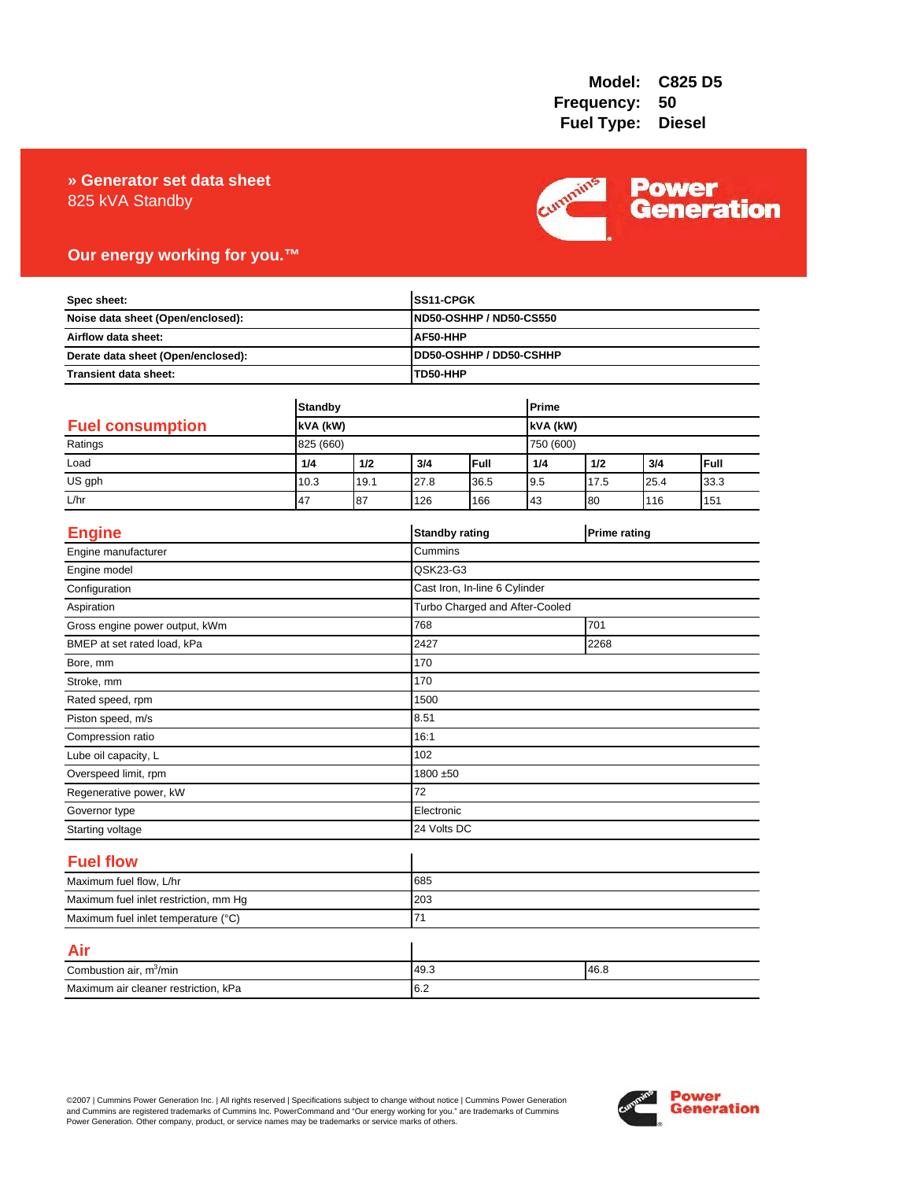**Model:** C825 D5
**Frequency:** 50
**Fuel Type:** Diesel

# » Generator set data sheet

825 kVA Standby

**Our energy working for you.™**

| | |
|---|---|
| **Spec sheet:** | **SS11-CPGK** |
| **Noise data sheet (Open/enclosed):** | **ND50-OSHHP / ND50-CS550** |
| **Airflow data sheet:** | **AF50-HHP** |
| **Derate data sheet (Open/enclosed):** | **DD50-OSHHP / DD50-CSHHP** |
| **Transient data sheet:** | **TD50-HHP** |

## Fuel consumption

| | **Standby** | | | | **Prime** | | | |
|---|---|---|---|---|---|---|---|---|
| | **kVA (kW)** | | | | **kVA (kW)** | | | |
| Ratings | 825 (660) | | | | 750 (600) | | | |
| Load | **1/4** | **1/2** | **3/4** | **Full** | **1/4** | **1/2** | **3/4** | **Full** |
| US gph | 10.3 | 19.1 | 27.8 | 36.5 | 9.5 | 17.5 | 25.4 | 33.3 |
| L/hr | 47 | 87 | 126 | 166 | 43 | 80 | 116 | 151 |

## Engine

| | **Standby rating** | **Prime rating** |
|---|---|---|
| Engine manufacturer | Cummins | |
| Engine model | QSK23-G3 | |
| Configuration | Cast Iron, In-line 6 Cylinder | |
| Aspiration | Turbo Charged and After-Cooled | |
| Gross engine power output, kWm | 768 | 701 |
| BMEP at set rated load, kPa | 2427 | 2268 |
| Bore, mm | 170 | |
| Stroke, mm | 170 | |
| Rated speed, rpm | 1500 | |
| Piston speed, m/s | 8.51 | |
| Compression ratio | 16:1 | |
| Lube oil capacity, L | 102 | |
| Overspeed limit, rpm | 1800 ±50 | |
| Regenerative power, kW | 72 | |
| Governor type | Electronic | |
| Starting voltage | 24 Volts DC | |

## Fuel flow

| | |
|---|---|
| Maximum fuel flow, L/hr | 685 |
| Maximum fuel inlet restriction, mm Hg | 203 |
| Maximum fuel inlet temperature (°C) | 71 |

## Air

| | | |
|---|---|---|
| Combustion air, $m^3$/min | 49.3 | 46.8 |
| Maximum air cleaner restriction, kPa | 6.2 | |

©2007 | Cummins Power Generation Inc. | All rights reserved | Specifications subject to change without notice | Cummins Power Generation and Cummins are registered trademarks of Cummins Inc. PowerCommand and "Our energy working for you." are trademarks of Cummins Power Generation. Other company, product, or service names may be trademarks or service marks of others.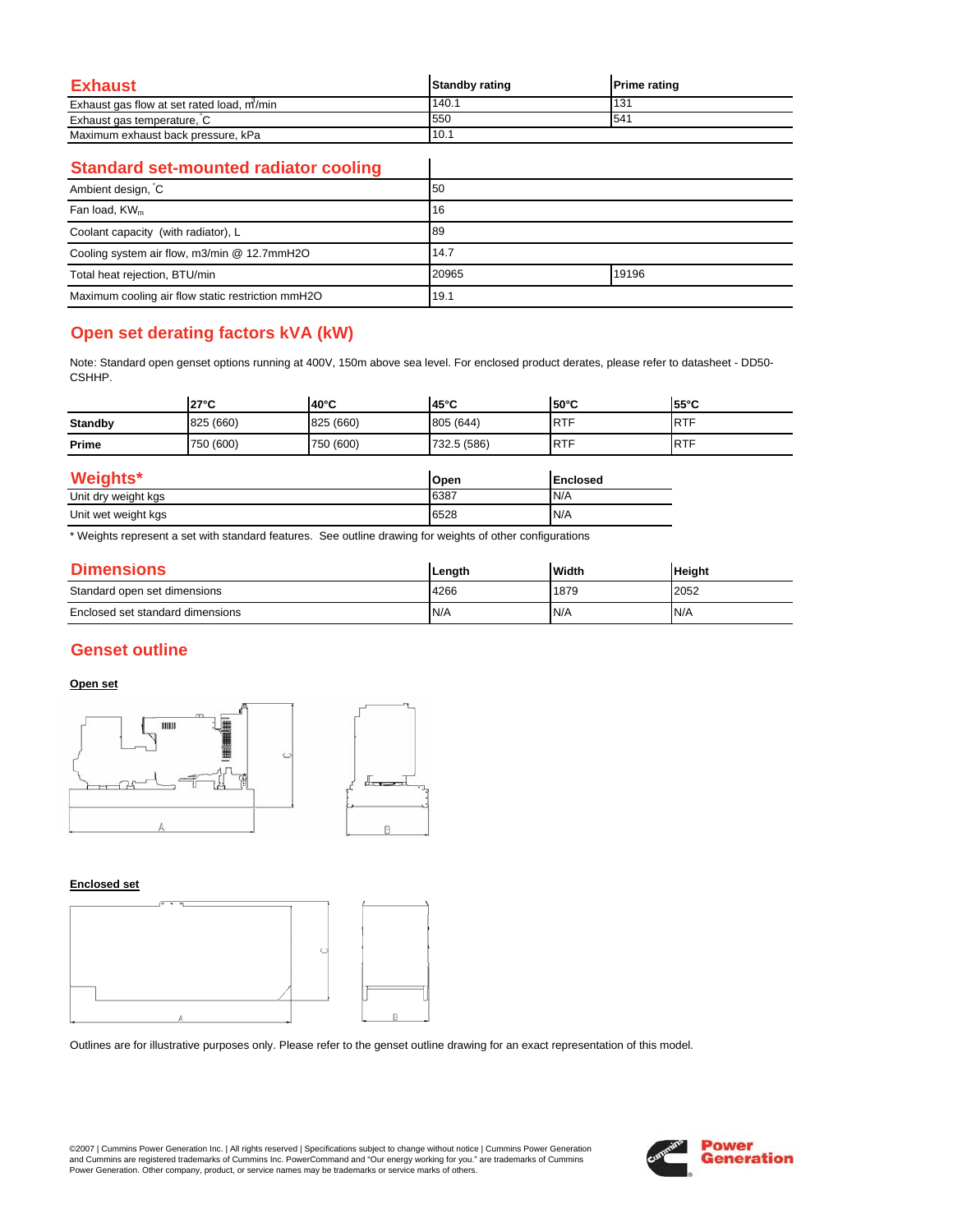## Exhaust

| Exhaust | Standby rating | Prime rating |
|---|---|---|
| Exhaust gas flow at set rated load, $m^3$/min | 140.1 | 131 |
| Exhaust gas temperature, °C | 550 | 541 |
| Maximum exhaust back pressure, kPa | 10.1 | |

## Standard set-mounted radiator cooling

| Standard set-mounted radiator cooling | | |
|---|---|---|
| Ambient design, °C | 50 | |
| Fan load, $KW_m$ | 16 | |
| Coolant capacity (with radiator), L | 89 | |
| Cooling system air flow, m3/min @ 12.7mmH2O | 14.7 | |
| Total heat rejection, BTU/min | 20965 | 19196 |
| Maximum cooling air flow static restriction mmH2O | 19.1 | |

## Open set derating factors kVA (kW)

Note: Standard open genset options running at 400V, 150m above sea level. For enclosed product derates, please refer to datasheet - DD50-CSHHP.

| | 27°C | 40°C | 45°C | 50°C | 55°C |
|---|---|---|---|---|---|
| **Standby** | 825 (660) | 825 (660) | 805 (644) | RTF | RTF |
| **Prime** | 750 (600) | 750 (600) | 732.5 (586) | RTF | RTF |

## Weights*

| Weights* | Open | Enclosed |
|---|---|---|
| Unit dry weight kgs | 6387 | N/A |
| Unit wet weight kgs | 6528 | N/A |

\* Weights represent a set with standard features. See outline drawing for weights of other configurations

## Dimensions

| Dimensions | Length | Width | Height |
|---|---|---|---|
| Standard open set dimensions | 4266 | 1879 | 2052 |
| Enclosed set standard dimensions | N/A | N/A | N/A |

## Genset outline

**Open set**

**Enclosed set**

Outlines are for illustrative purposes only. Please refer to the genset outline drawing for an exact representation of this model.

©2007 | Cummins Power Generation Inc. | All rights reserved | Specifications subject to change without notice | Cummins Power Generation and Cummins are registered trademarks of Cummins Inc. PowerCommand and "Our energy working for you." are trademarks of Cummins Power Generation. Other company, product, or service names may be trademarks or service marks of others.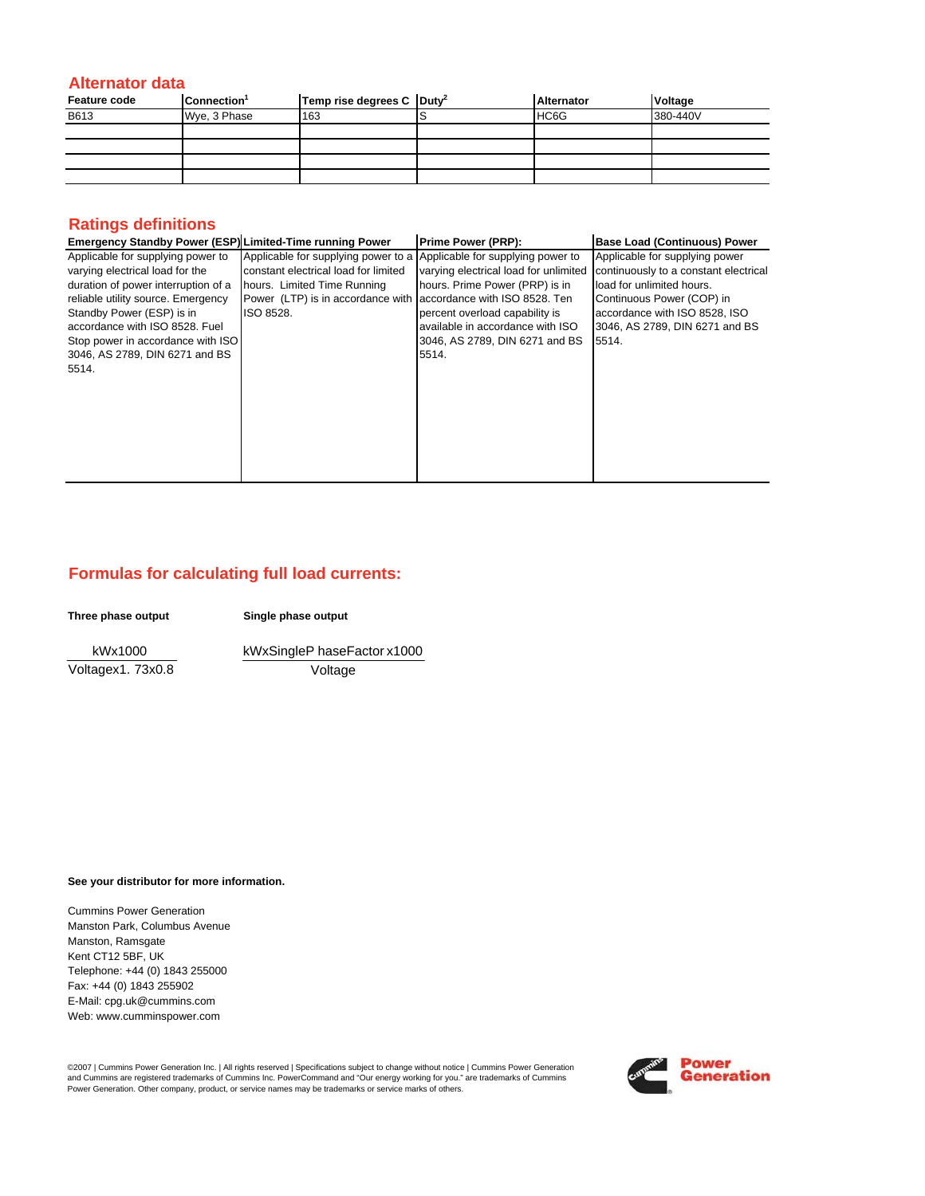## Alternator data

| Feature code | Connection[1] | Temp rise degrees C | Duty[2] | Alternator | Voltage |
|---|---|---|---|---|---|
| B613 | Wye, 3 Phase | 163 | S | HC6G | 380-440V |
| | | | | | |
| | | | | | |
| | | | | | |
| | | | | | |

## Ratings definitions

| Emergency Standby Power (ESP) | Limited-Time running Power | Prime Power (PRP): | Base Load (Continuous) Power |
|---|---|---|---|
| Applicable for supplying power to varying electrical load for the duration of power interruption of a reliable utility source. Emergency Standby Power (ESP) is in accordance with ISO 8528. Fuel Stop power in accordance with ISO 3046, AS 2789, DIN 6271 and BS 5514. | Applicable for supplying power to a constant electrical load for limited hours. Limited Time Running Power (LTP) is in accordance with ISO 8528. | Applicable for supplying power to varying electrical load for unlimited hours. Prime Power (PRP) is in accordance with ISO 8528. Ten percent overload capability is available in accordance with ISO 3046, AS 2789, DIN 6271 and BS 5514. | Applicable for supplying power continuously to a constant electrical load for unlimited hours. Continuous Power (COP) in accordance with ISO 8528, ISO 3046, AS 2789, DIN 6271 and BS 5514. |

## Formulas for calculating full load currents:

**Three phase output**

$$\frac{kW \times 1000}{Voltage \times 1.73 \times 0.8}$$

**Single phase output**

$$\frac{kW \times SinglePhaseFactor \times 1000}{Voltage}$$

**See your distributor for more information.**

Cummins Power Generation
Manston Park, Columbus Avenue
Manston, Ramsgate
Kent CT12 5BF, UK
Telephone: +44 (0) 1843 255000
Fax: +44 (0) 1843 255902
E-Mail: cpg.uk@cummins.com
Web: www.cumminspower.com

©2007 | Cummins Power Generation Inc. | All rights reserved | Specifications subject to change without notice | Cummins Power Generation and Cummins are registered trademarks of Cummins Inc. PowerCommand and "Our energy working for you." are trademarks of Cummins Power Generation. Other company, product, or service names may be trademarks or service marks of others.